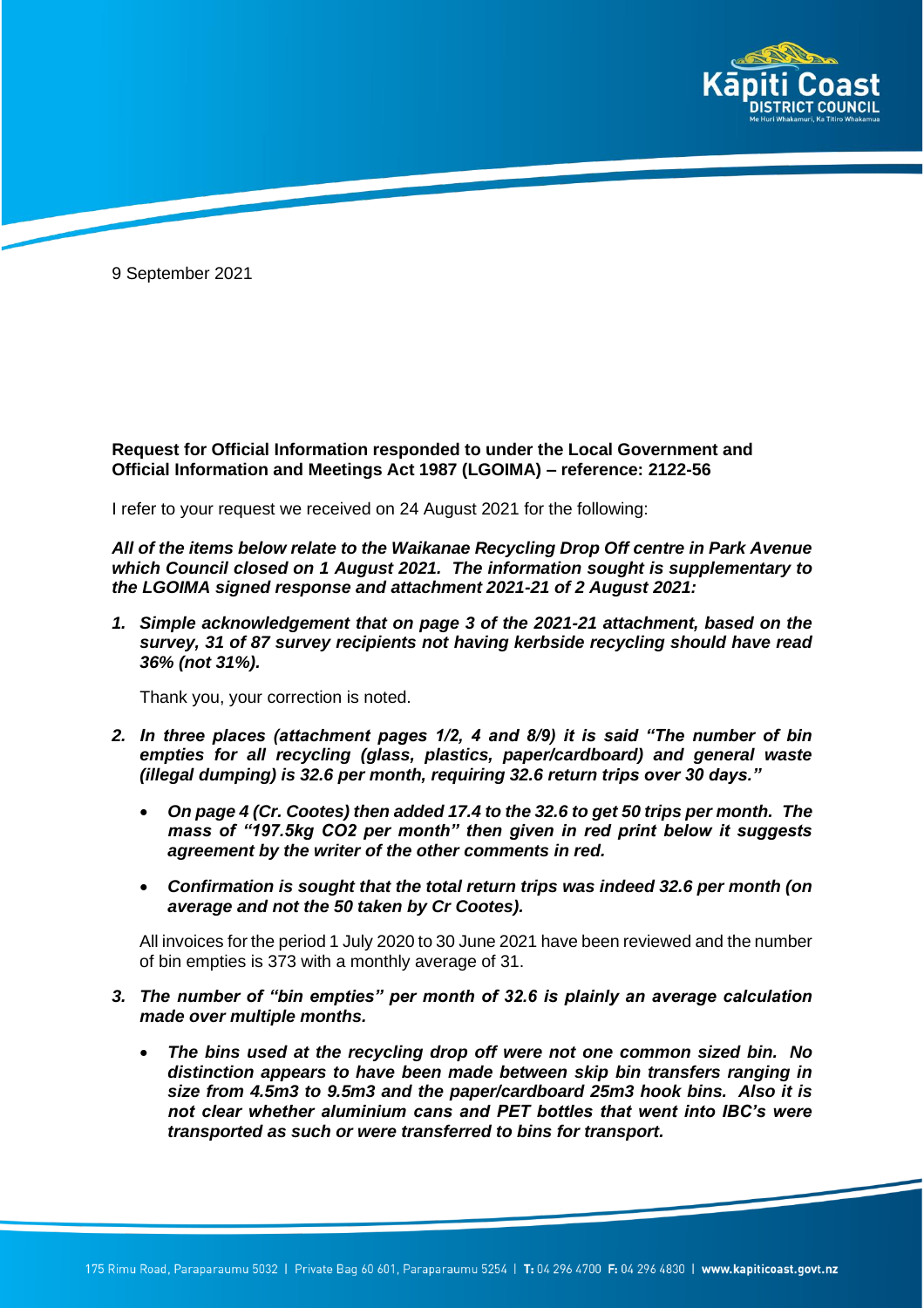9 September 2021

**Request for Official Information responded to under the Local Government and Official Information and Meetings Act 1987 (LGOIMA) – reference: 2122-56**

I refer to your request we received on 24 August 2021 for the following:

***All of the items below relate to the Waikanae Recycling Drop Off centre in Park Avenue which Council closed on 1 August 2021. The information sought is supplementary to the LGOIMA signed response and attachment 2021-21 of 2 August 2021:***

1. ***Simple acknowledgement that on page 3 of the 2021-21 attachment, based on the survey, 31 of 87 survey recipients not having kerbside recycling should have read 36% (not 31%).***

   Thank you, your correction is noted.

2. ***In three places (attachment pages 1/2, 4 and 8/9) it is said "The number of bin empties for all recycling (glass, plastics, paper/cardboard) and general waste (illegal dumping) is 32.6 per month, requiring 32.6 return trips over 30 days."***

   - ***On page 4 (Cr. Cootes) then added 17.4 to the 32.6 to get 50 trips per month. The mass of "197.5kg CO2 per month" then given in red print below it suggests agreement by the writer of the other comments in red.***
   - ***Confirmation is sought that the total return trips was indeed 32.6 per month (on average and not the 50 taken by Cr Cootes).***

   All invoices for the period 1 July 2020 to 30 June 2021 have been reviewed and the number of bin empties is 373 with a monthly average of 31.

3. ***The number of "bin empties" per month of 32.6 is plainly an average calculation made over multiple months.***

   - ***The bins used at the recycling drop off were not one common sized bin. No distinction appears to have been made between skip bin transfers ranging in size from 4.5m3 to 9.5m3 and the paper/cardboard 25m3 hook bins. Also it is not clear whether aluminium cans and PET bottles that went into IBC's were transported as such or were transferred to bins for transport.***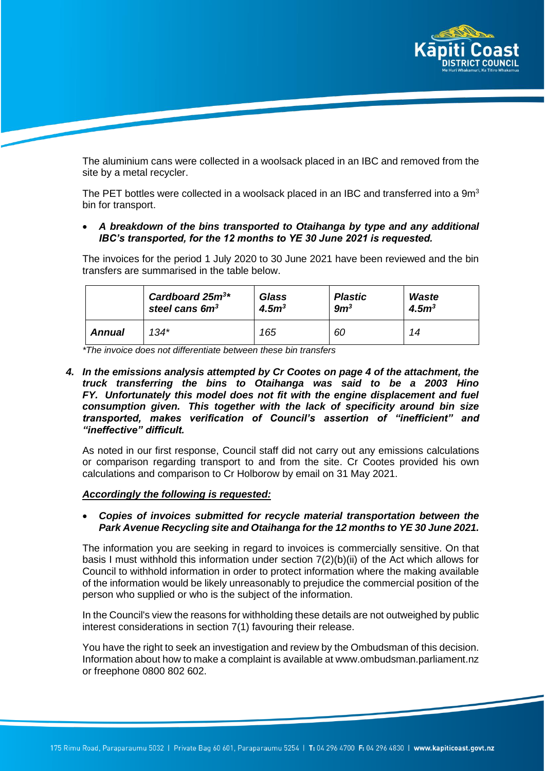The aluminium cans were collected in a woolsack placed in an IBC and removed from the site by a metal recycler.

The PET bottles were collected in a woolsack placed in an IBC and transferred into a $9m^3$ bin for transport.

- ***A breakdown of the bins transported to Otaihanga by type and any additional IBC's transported, for the 12 months to YE 30 June 2021 is requested.***

The invoices for the period 1 July 2020 to 30 June 2021 have been reviewed and the bin transfers are summarised in the table below.

| | ***Cardboard 25m³\* steel cans 6m³*** | ***Glass 4.5m³*** | ***Plastic 9m³*** | ***Waste 4.5m³*** |
|---|---|---|---|---|
| ***Annual*** | *134\** | *165* | *60* | *14* |

*\*The invoice does not differentiate between these bin transfers*

***4. In the emissions analysis attempted by Cr Cootes on page 4 of the attachment, the truck transferring the bins to Otaihanga was said to be a 2003 Hino FY. Unfortunately this model does not fit with the engine displacement and fuel consumption given. This together with the lack of specificity around bin size transported, makes verification of Council's assertion of "inefficient" and "ineffective" difficult.***

As noted in our first response, Council staff did not carry out any emissions calculations or comparison regarding transport to and from the site. Cr Cootes provided his own calculations and comparison to Cr Holborow by email on 31 May 2021.

***<u>Accordingly the following is requested:</u>***

- ***Copies of invoices submitted for recycle material transportation between the Park Avenue Recycling site and Otaihanga for the 12 months to YE 30 June 2021.***

The information you are seeking in regard to invoices is commercially sensitive. On that basis I must withhold this information under section 7(2)(b)(ii) of the Act which allows for Council to withhold information in order to protect information where the making available of the information would be likely unreasonably to prejudice the commercial position of the person who supplied or who is the subject of the information.

In the Council's view the reasons for withholding these details are not outweighed by public interest considerations in section 7(1) favouring their release.

You have the right to seek an investigation and review by the Ombudsman of this decision. Information about how to make a complaint is available at www.ombudsman.parliament.nz or freephone 0800 802 602.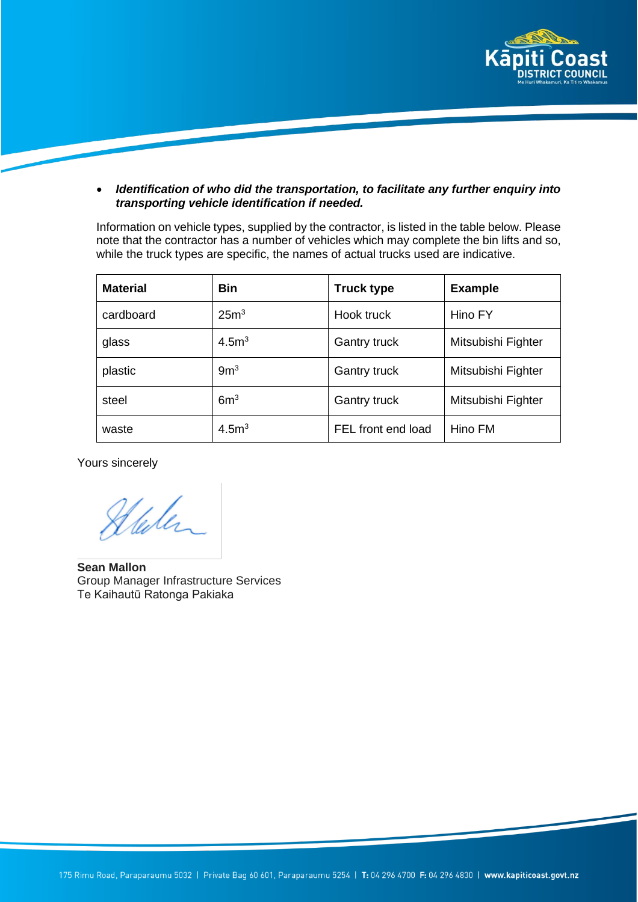- ***Identification of who did the transportation, to facilitate any further enquiry into transporting vehicle identification if needed.***

Information on vehicle types, supplied by the contractor, is listed in the table below. Please note that the contractor has a number of vehicles which may complete the bin lifts and so, while the truck types are specific, the names of actual trucks used are indicative.

| Material | Bin | Truck type | Example |
|---|---|---|---|
| cardboard | $25m^3$ | Hook truck | Hino FY |
| glass | $4.5m^3$ | Gantry truck | Mitsubishi Fighter |
| plastic | $9m^3$ | Gantry truck | Mitsubishi Fighter |
| steel | $6m^3$ | Gantry truck | Mitsubishi Fighter |
| waste | $4.5m^3$ | FEL front end load | Hino FM |

Yours sincerely

**Sean Mallon**
Group Manager Infrastructure Services
Te Kaihautū Ratonga Pakiaka